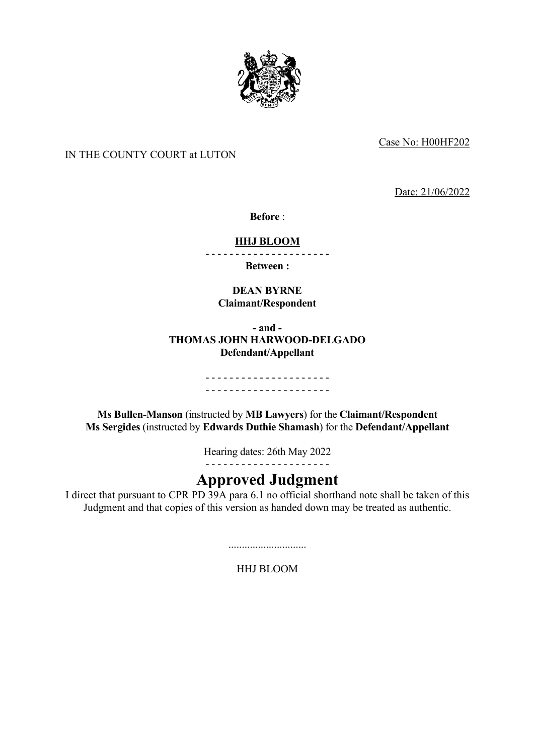Case No: H00HF202

IN THE COUNTY COURT at LUTON

Date: 21/06/2022

**Before** :

**HHJ BLOOM**

- - - - - - - - - - - - - - - - - - - - -

**Between :**

**DEAN BYRNE**
**Claimant/Respondent**

**- and -**
**THOMAS JOHN HARWOOD-DELGADO**
**Defendant/Appellant**

- - - - - - - - - - - - - - - - - - - - -
- - - - - - - - - - - - - - - - - - - - -

**Ms Bullen-Manson** (instructed by **MB Lawyers**) for the **Claimant/Respondent**
**Ms Sergides** (instructed by **Edwards Duthie Shamash**) for the **Defendant/Appellant**

Hearing dates: 26th May 2022

- - - - - - - - - - - - - - - - - - - - -

# Approved Judgment

I direct that pursuant to CPR PD 39A para 6.1 no official shorthand note shall be taken of this Judgment and that copies of this version as handed down may be treated as authentic.

.............................

HHJ BLOOM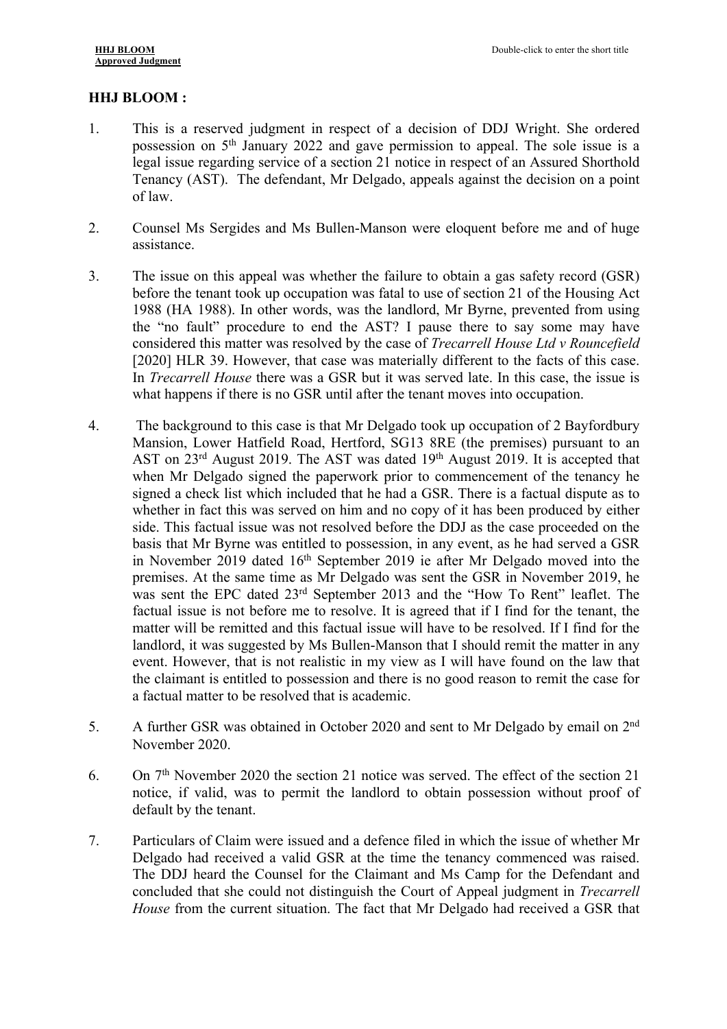**HHJ BLOOM :**

1. This is a reserved judgment in respect of a decision of DDJ Wright. She ordered possession on 5th January 2022 and gave permission to appeal. The sole issue is a legal issue regarding service of a section 21 notice in respect of an Assured Shorthold Tenancy (AST). The defendant, Mr Delgado, appeals against the decision on a point of law.

2. Counsel Ms Sergides and Ms Bullen-Manson were eloquent before me and of huge assistance.

3. The issue on this appeal was whether the failure to obtain a gas safety record (GSR) before the tenant took up occupation was fatal to use of section 21 of the Housing Act 1988 (HA 1988). In other words, was the landlord, Mr Byrne, prevented from using the "no fault" procedure to end the AST? I pause there to say some may have considered this matter was resolved by the case of *Trecarrell House Ltd v Rouncefield* [2020] HLR 39. However, that case was materially different to the facts of this case. In *Trecarrell House* there was a GSR but it was served late. In this case, the issue is what happens if there is no GSR until after the tenant moves into occupation.

4. The background to this case is that Mr Delgado took up occupation of 2 Bayfordbury Mansion, Lower Hatfield Road, Hertford, SG13 8RE (the premises) pursuant to an AST on 23rd August 2019. The AST was dated 19th August 2019. It is accepted that when Mr Delgado signed the paperwork prior to commencement of the tenancy he signed a check list which included that he had a GSR. There is a factual dispute as to whether in fact this was served on him and no copy of it has been produced by either side. This factual issue was not resolved before the DDJ as the case proceeded on the basis that Mr Byrne was entitled to possession, in any event, as he had served a GSR in November 2019 dated 16th September 2019 ie after Mr Delgado moved into the premises. At the same time as Mr Delgado was sent the GSR in November 2019, he was sent the EPC dated 23rd September 2013 and the "How To Rent" leaflet. The factual issue is not before me to resolve. It is agreed that if I find for the tenant, the matter will be remitted and this factual issue will have to be resolved. If I find for the landlord, it was suggested by Ms Bullen-Manson that I should remit the matter in any event. However, that is not realistic in my view as I will have found on the law that the claimant is entitled to possession and there is no good reason to remit the case for a factual matter to be resolved that is academic.

5. A further GSR was obtained in October 2020 and sent to Mr Delgado by email on 2nd November 2020.

6. On 7th November 2020 the section 21 notice was served. The effect of the section 21 notice, if valid, was to permit the landlord to obtain possession without proof of default by the tenant.

7. Particulars of Claim were issued and a defence filed in which the issue of whether Mr Delgado had received a valid GSR at the time the tenancy commenced was raised. The DDJ heard the Counsel for the Claimant and Ms Camp for the Defendant and concluded that she could not distinguish the Court of Appeal judgment in *Trecarrell House* from the current situation. The fact that Mr Delgado had received a GSR that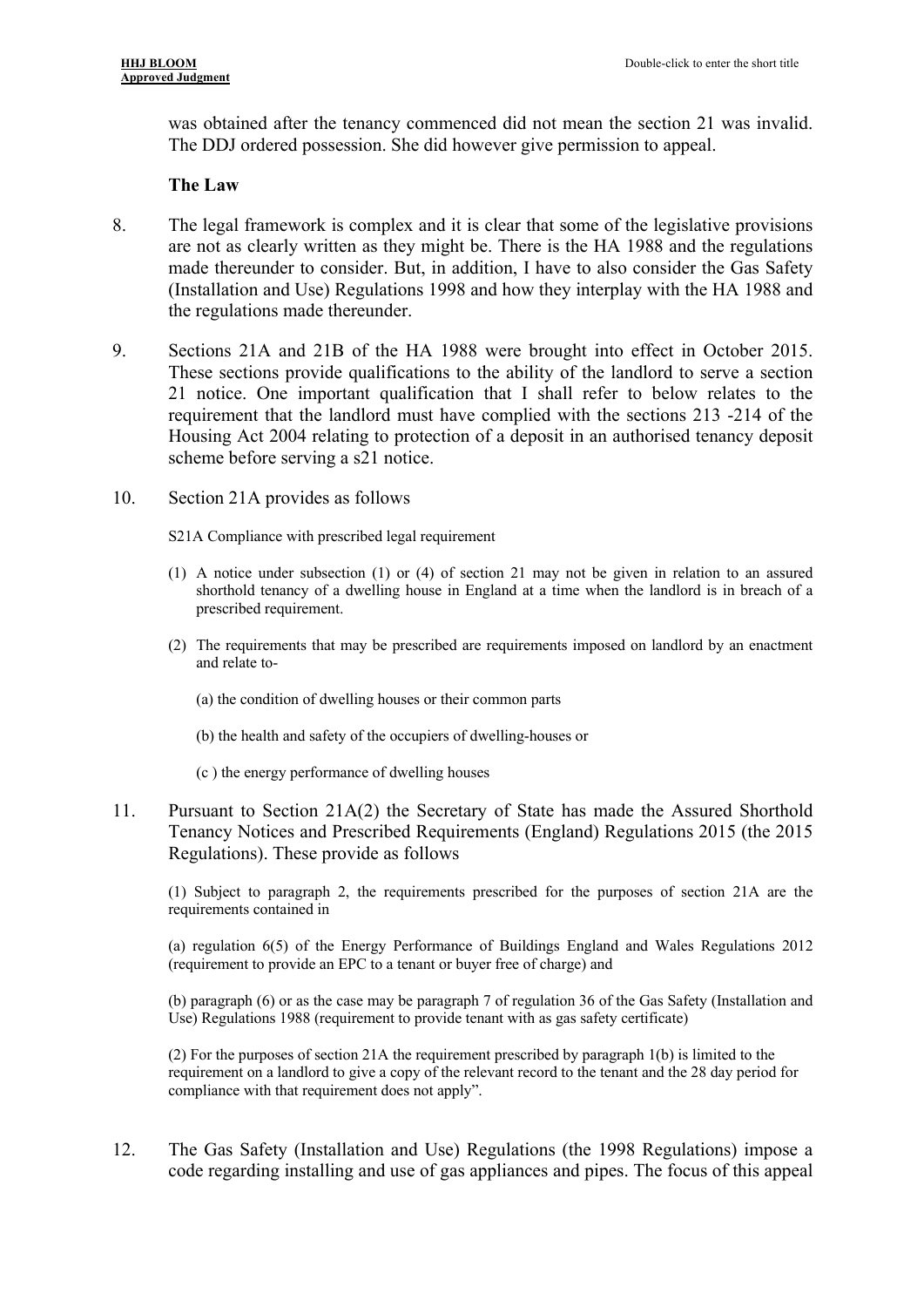was obtained after the tenancy commenced did not mean the section 21 was invalid. The DDJ ordered possession. She did however give permission to appeal.

**The Law**

8. The legal framework is complex and it is clear that some of the legislative provisions are not as clearly written as they might be. There is the HA 1988 and the regulations made thereunder to consider. But, in addition, I have to also consider the Gas Safety (Installation and Use) Regulations 1998 and how they interplay with the HA 1988 and the regulations made thereunder.

9. Sections 21A and 21B of the HA 1988 were brought into effect in October 2015. These sections provide qualifications to the ability of the landlord to serve a section 21 notice. One important qualification that I shall refer to below relates to the requirement that the landlord must have complied with the sections 213 -214 of the Housing Act 2004 relating to protection of a deposit in an authorised tenancy deposit scheme before serving a s21 notice.

10. Section 21A provides as follows

    S21A Compliance with prescribed legal requirement

    (1) A notice under subsection (1) or (4) of section 21 may not be given in relation to an assured shorthold tenancy of a dwelling house in England at a time when the landlord is in breach of a prescribed requirement.

    (2) The requirements that may be prescribed are requirements imposed on landlord by an enactment and relate to-

    (a) the condition of dwelling houses or their common parts

    (b) the health and safety of the occupiers of dwelling-houses or

    (c ) the energy performance of dwelling houses

11. Pursuant to Section 21A(2) the Secretary of State has made the Assured Shorthold Tenancy Notices and Prescribed Requirements (England) Regulations 2015 (the 2015 Regulations). These provide as follows

    (1) Subject to paragraph 2, the requirements prescribed for the purposes of section 21A are the requirements contained in

    (a) regulation 6(5) of the Energy Performance of Buildings England and Wales Regulations 2012 (requirement to provide an EPC to a tenant or buyer free of charge) and

    (b) paragraph (6) or as the case may be paragraph 7 of regulation 36 of the Gas Safety (Installation and Use) Regulations 1988 (requirement to provide tenant with as gas safety certificate)

    (2) For the purposes of section 21A the requirement prescribed by paragraph 1(b) is limited to the requirement on a landlord to give a copy of the relevant record to the tenant and the 28 day period for compliance with that requirement does not apply".

12. The Gas Safety (Installation and Use) Regulations (the 1998 Regulations) impose a code regarding installing and use of gas appliances and pipes. The focus of this appeal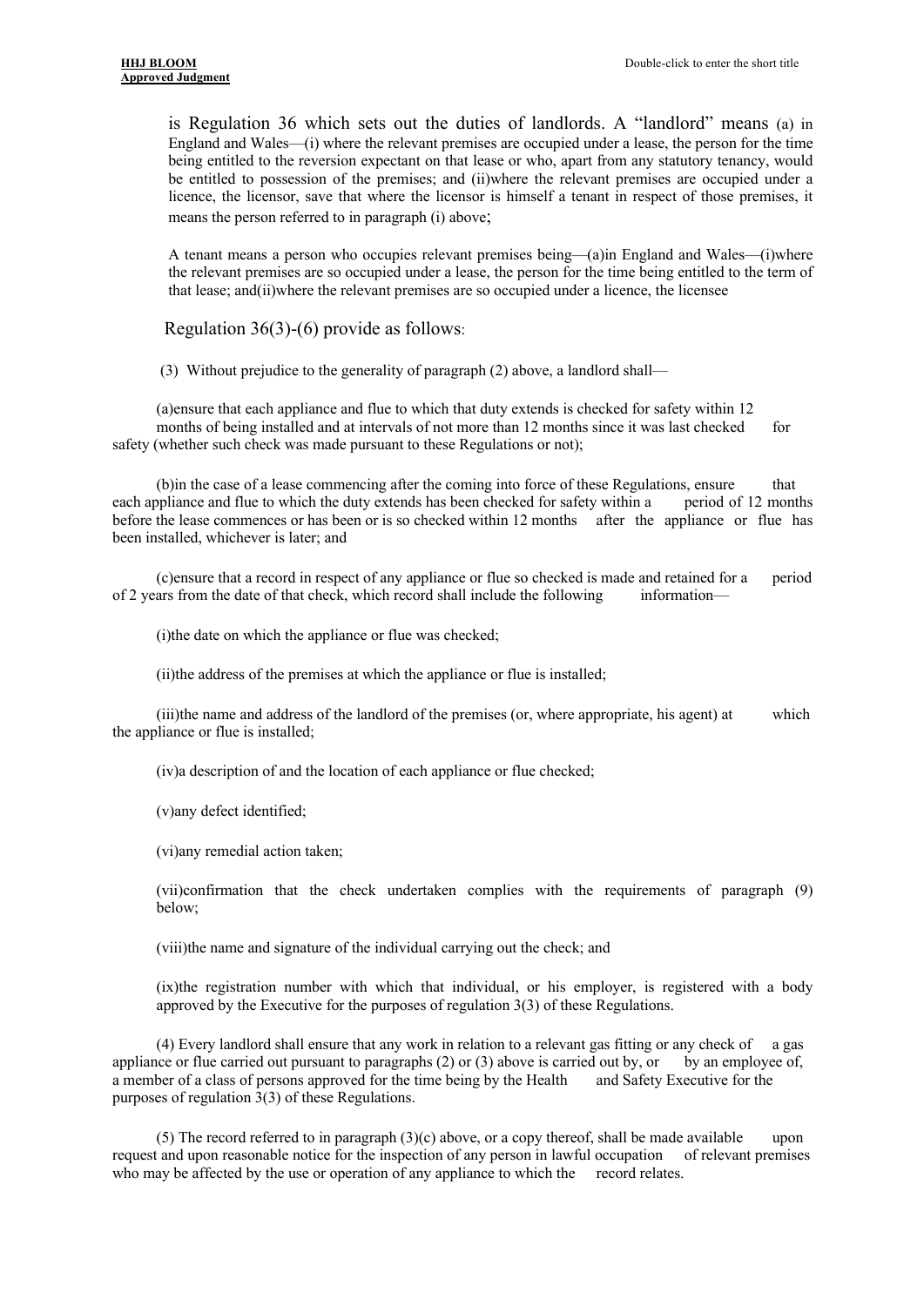is Regulation 36 which sets out the duties of landlords. A "landlord" means (a) in England and Wales—(i) where the relevant premises are occupied under a lease, the person for the time being entitled to the reversion expectant on that lease or who, apart from any statutory tenancy, would be entitled to possession of the premises; and (ii)where the relevant premises are occupied under a licence, the licensor, save that where the licensor is himself a tenant in respect of those premises, it means the person referred to in paragraph (i) above;

A tenant means a person who occupies relevant premises being—(a)in England and Wales—(i)where the relevant premises are so occupied under a lease, the person for the time being entitled to the term of that lease; and(ii)where the relevant premises are so occupied under a licence, the licensee

Regulation 36(3)-(6) provide as follows:

(3) Without prejudice to the generality of paragraph (2) above, a landlord shall—

(a)ensure that each appliance and flue to which that duty extends is checked for safety within 12 months of being installed and at intervals of not more than 12 months since it was last checked for safety (whether such check was made pursuant to these Regulations or not);

(b)in the case of a lease commencing after the coming into force of these Regulations, ensure that each appliance and flue to which the duty extends has been checked for safety within a period of 12 months before the lease commences or has been or is so checked within 12 months after the appliance or flue has been installed, whichever is later; and

(c)ensure that a record in respect of any appliance or flue so checked is made and retained for a period of 2 years from the date of that check, which record shall include the following information—

(i)the date on which the appliance or flue was checked;

(ii)the address of the premises at which the appliance or flue is installed;

(iii)the name and address of the landlord of the premises (or, where appropriate, his agent) at which the appliance or flue is installed;

(iv)a description of and the location of each appliance or flue checked;

(v)any defect identified;

(vi)any remedial action taken;

(vii)confirmation that the check undertaken complies with the requirements of paragraph (9) below;

(viii)the name and signature of the individual carrying out the check; and

(ix)the registration number with which that individual, or his employer, is registered with a body approved by the Executive for the purposes of regulation 3(3) of these Regulations.

(4) Every landlord shall ensure that any work in relation to a relevant gas fitting or any check of a gas appliance or flue carried out pursuant to paragraphs (2) or (3) above is carried out by, or by an employee of, a member of a class of persons approved for the time being by the Health and Safety Executive for the purposes of regulation 3(3) of these Regulations.

(5) The record referred to in paragraph (3)(c) above, or a copy thereof, shall be made available upon request and upon reasonable notice for the inspection of any person in lawful occupation of relevant premises who may be affected by the use or operation of any appliance to which the record relates.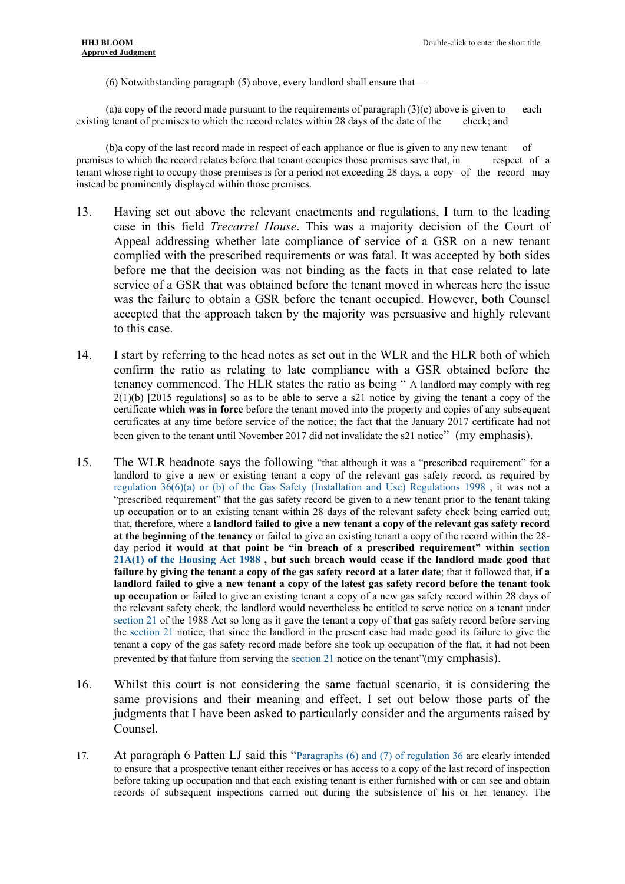(6) Notwithstanding paragraph (5) above, every landlord shall ensure that—

(a)a copy of the record made pursuant to the requirements of paragraph (3)(c) above is given to each existing tenant of premises to which the record relates within 28 days of the date of the check; and

(b)a copy of the last record made in respect of each appliance or flue is given to any new tenant of premises to which the record relates before that tenant occupies those premises save that, in respect of a tenant whose right to occupy those premises is for a period not exceeding 28 days, a copy of the record may instead be prominently displayed within those premises.

13. Having set out above the relevant enactments and regulations, I turn to the leading case in this field *Trecarrel House*. This was a majority decision of the Court of Appeal addressing whether late compliance of service of a GSR on a new tenant complied with the prescribed requirements or was fatal. It was accepted by both sides before me that the decision was not binding as the facts in that case related to late service of a GSR that was obtained before the tenant moved in whereas here the issue was the failure to obtain a GSR before the tenant occupied. However, both Counsel accepted that the approach taken by the majority was persuasive and highly relevant to this case.

14. I start by referring to the head notes as set out in the WLR and the HLR both of which confirm the ratio as relating to late compliance with a GSR obtained before the tenancy commenced. The HLR states the ratio as being " A landlord may comply with reg 2(1)(b) [2015 regulations] so as to be able to serve a s21 notice by giving the tenant a copy of the certificate **which was in force** before the tenant moved into the property and copies of any subsequent certificates at any time before service of the notice; the fact that the January 2017 certificate had not been given to the tenant until November 2017 did not invalidate the s21 notice" (my emphasis).

15. The WLR headnote says the following "that although it was a "prescribed requirement" for a landlord to give a new or existing tenant a copy of the relevant gas safety record, as required by regulation 36(6)(a) or (b) of the Gas Safety (Installation and Use) Regulations 1998 , it was not a "prescribed requirement" that the gas safety record be given to a new tenant prior to the tenant taking up occupation or to an existing tenant within 28 days of the relevant safety check being carried out; that, therefore, where a **landlord failed to give a new tenant a copy of the relevant gas safety record at the beginning of the tenancy** or failed to give an existing tenant a copy of the record within the 28-day period **it would at that point be "in breach of a prescribed requirement" within section 21A(1) of the Housing Act 1988 , but such breach would cease if the landlord made good that failure by giving the tenant a copy of the gas safety record at a later date**; that it followed that, **if a landlord failed to give a new tenant a copy of the latest gas safety record before the tenant took up occupation** or failed to give an existing tenant a copy of a new gas safety record within 28 days of the relevant safety check, the landlord would nevertheless be entitled to serve notice on a tenant under section 21 of the 1988 Act so long as it gave the tenant a copy of **that** gas safety record before serving the section 21 notice; that since the landlord in the present case had made good its failure to give the tenant a copy of the gas safety record made before she took up occupation of the flat, it had not been prevented by that failure from serving the section 21 notice on the tenant"(my emphasis).

16. Whilst this court is not considering the same factual scenario, it is considering the same provisions and their meaning and effect. I set out below those parts of the judgments that I have been asked to particularly consider and the arguments raised by Counsel.

17. At paragraph 6 Patten LJ said this "Paragraphs (6) and (7) of regulation 36 are clearly intended to ensure that a prospective tenant either receives or has access to a copy of the last record of inspection before taking up occupation and that each existing tenant is either furnished with or can see and obtain records of subsequent inspections carried out during the subsistence of his or her tenancy. The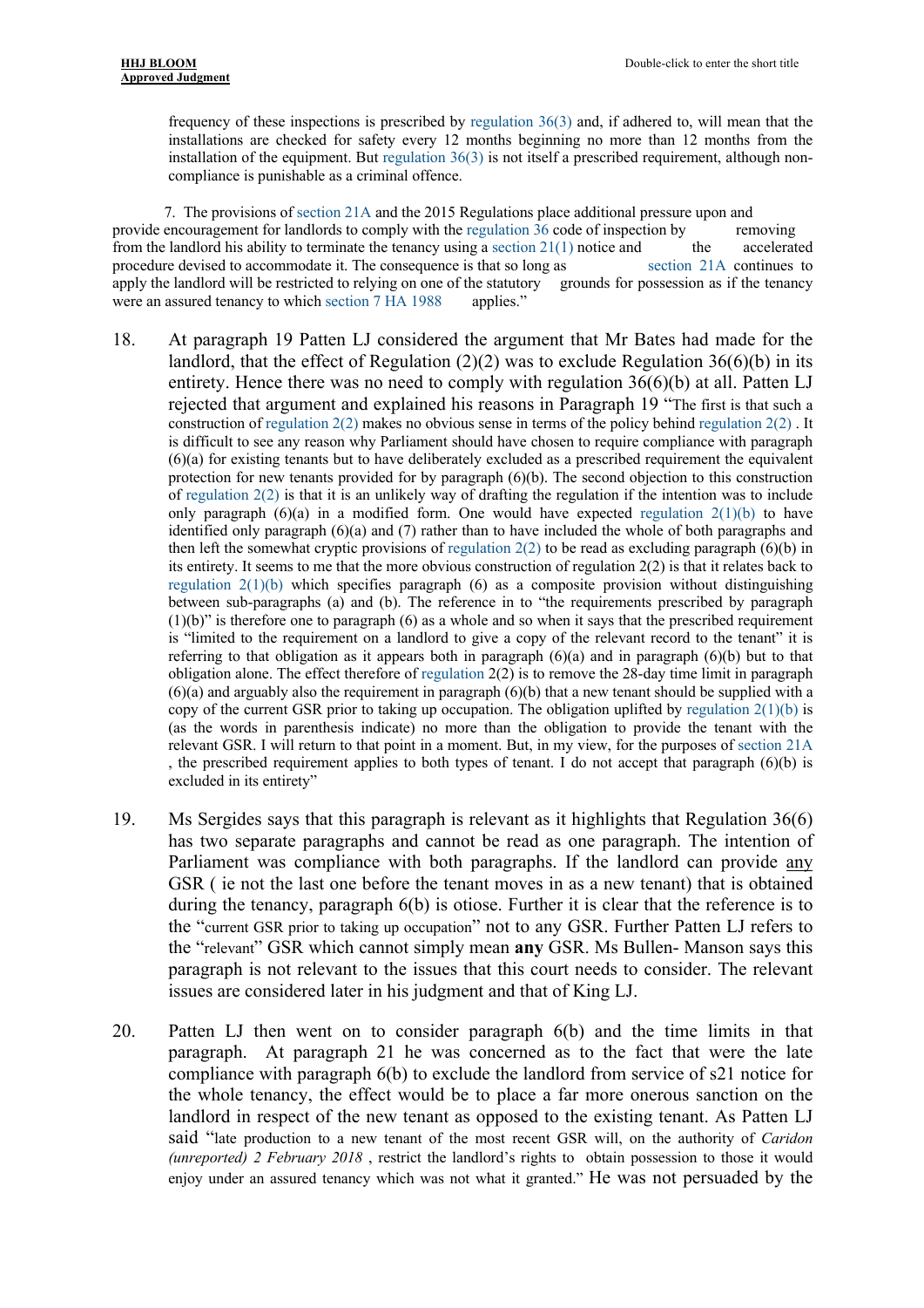frequency of these inspections is prescribed by regulation 36(3) and, if adhered to, will mean that the installations are checked for safety every 12 months beginning no more than 12 months from the installation of the equipment. But regulation 36(3) is not itself a prescribed requirement, although non-compliance is punishable as a criminal offence.

7. The provisions of section 21A and the 2015 Regulations place additional pressure upon and provide encouragement for landlords to comply with the regulation 36 code of inspection by removing from the landlord his ability to terminate the tenancy using a section 21(1) notice and the accelerated procedure devised to accommodate it. The consequence is that so long as section 21A continues to apply the landlord will be restricted to relying on one of the statutory grounds for possession as if the tenancy were an assured tenancy to which section 7 HA 1988 applies."

18. At paragraph 19 Patten LJ considered the argument that Mr Bates had made for the landlord, that the effect of Regulation (2)(2) was to exclude Regulation 36(6)(b) in its entirety. Hence there was no need to comply with regulation 36(6)(b) at all. Patten LJ rejected that argument and explained his reasons in Paragraph 19 "The first is that such a construction of regulation 2(2) makes no obvious sense in terms of the policy behind regulation 2(2) . It is difficult to see any reason why Parliament should have chosen to require compliance with paragraph (6)(a) for existing tenants but to have deliberately excluded as a prescribed requirement the equivalent protection for new tenants provided for by paragraph (6)(b). The second objection to this construction of regulation 2(2) is that it is an unlikely way of drafting the regulation if the intention was to include only paragraph (6)(a) in a modified form. One would have expected regulation 2(1)(b) to have identified only paragraph (6)(a) and (7) rather than to have included the whole of both paragraphs and then left the somewhat cryptic provisions of regulation 2(2) to be read as excluding paragraph (6)(b) in its entirety. It seems to me that the more obvious construction of regulation 2(2) is that it relates back to regulation 2(1)(b) which specifies paragraph (6) as a composite provision without distinguishing between sub-paragraphs (a) and (b). The reference in to "the requirements prescribed by paragraph (1)(b)" is therefore one to paragraph (6) as a whole and so when it says that the prescribed requirement is "limited to the requirement on a landlord to give a copy of the relevant record to the tenant" it is referring to that obligation as it appears both in paragraph (6)(a) and in paragraph (6)(b) but to that obligation alone. The effect therefore of regulation 2(2) is to remove the 28-day time limit in paragraph (6)(a) and arguably also the requirement in paragraph (6)(b) that a new tenant should be supplied with a copy of the current GSR prior to taking up occupation. The obligation uplifted by regulation 2(1)(b) is (as the words in parenthesis indicate) no more than the obligation to provide the tenant with the relevant GSR. I will return to that point in a moment. But, in my view, for the purposes of section 21A , the prescribed requirement applies to both types of tenant. I do not accept that paragraph (6)(b) is excluded in its entirety"

19. Ms Sergides says that this paragraph is relevant as it highlights that Regulation 36(6) has two separate paragraphs and cannot be read as one paragraph. The intention of Parliament was compliance with both paragraphs. If the landlord can provide <u>any</u> GSR ( ie not the last one before the tenant moves in as a new tenant) that is obtained during the tenancy, paragraph 6(b) is otiose. Further it is clear that the reference is to the "current GSR prior to taking up occupation" not to any GSR. Further Patten LJ refers to the "relevant" GSR which cannot simply mean **any** GSR. Ms Bullen- Manson says this paragraph is not relevant to the issues that this court needs to consider. The relevant issues are considered later in his judgment and that of King LJ.

20. Patten LJ then went on to consider paragraph 6(b) and the time limits in that paragraph. At paragraph 21 he was concerned as to the fact that were the late compliance with paragraph 6(b) to exclude the landlord from service of s21 notice for the whole tenancy, the effect would be to place a far more onerous sanction on the landlord in respect of the new tenant as opposed to the existing tenant. As Patten LJ said "late production to a new tenant of the most recent GSR will, on the authority of *Caridon (unreported) 2 February 2018* , restrict the landlord's rights to obtain possession to those it would enjoy under an assured tenancy which was not what it granted." He was not persuaded by the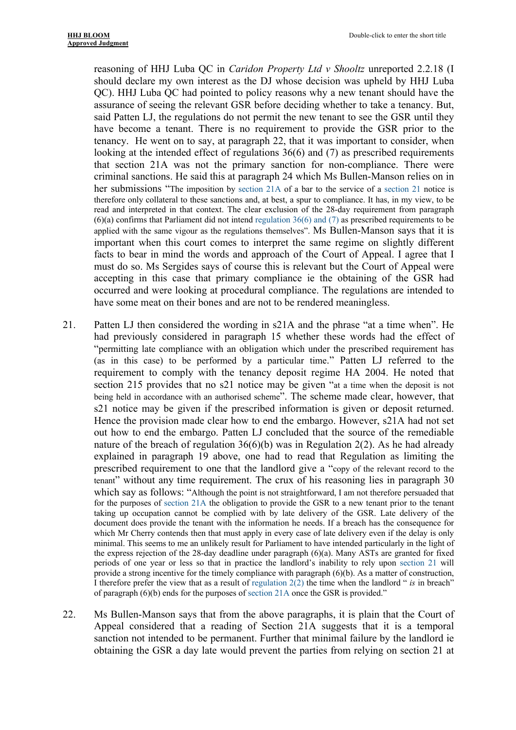reasoning of HHJ Luba QC in *Caridon Property Ltd v Shooltz* unreported 2.2.18 (I should declare my own interest as the DJ whose decision was upheld by HHJ Luba QC). HHJ Luba QC had pointed to policy reasons why a new tenant should have the assurance of seeing the relevant GSR before deciding whether to take a tenancy. But, said Patten LJ, the regulations do not permit the new tenant to see the GSR until they have become a tenant. There is no requirement to provide the GSR prior to the tenancy. He went on to say, at paragraph 22, that it was important to consider, when looking at the intended effect of regulations 36(6) and (7) as prescribed requirements that section 21A was not the primary sanction for non-compliance. There were criminal sanctions. He said this at paragraph 24 which Ms Bullen-Manson relies on in her submissions "The imposition by section 21A of a bar to the service of a section 21 notice is therefore only collateral to these sanctions and, at best, a spur to compliance. It has, in my view, to be read and interpreted in that context. The clear exclusion of the 28-day requirement from paragraph (6)(a) confirms that Parliament did not intend regulation 36(6) and (7) as prescribed requirements to be applied with the same vigour as the regulations themselves". Ms Bullen-Manson says that it is important when this court comes to interpret the same regime on slightly different facts to bear in mind the words and approach of the Court of Appeal. I agree that I must do so. Ms Sergides says of course this is relevant but the Court of Appeal were accepting in this case that primary compliance ie the obtaining of the GSR had occurred and were looking at procedural compliance. The regulations are intended to have some meat on their bones and are not to be rendered meaningless.

21. Patten LJ then considered the wording in s21A and the phrase "at a time when". He had previously considered in paragraph 15 whether these words had the effect of "permitting late compliance with an obligation which under the prescribed requirement has (as in this case) to be performed by a particular time." Patten LJ referred to the requirement to comply with the tenancy deposit regime HA 2004. He noted that section 215 provides that no s21 notice may be given "at a time when the deposit is not being held in accordance with an authorised scheme". The scheme made clear, however, that s21 notice may be given if the prescribed information is given or deposit returned. Hence the provision made clear how to end the embargo. However, s21A had not set out how to end the embargo. Patten LJ concluded that the source of the remediable nature of the breach of regulation 36(6)(b) was in Regulation 2(2). As he had already explained in paragraph 19 above, one had to read that Regulation as limiting the prescribed requirement to one that the landlord give a "copy of the relevant record to the tenant" without any time requirement. The crux of his reasoning lies in paragraph 30 which say as follows: "Although the point is not straightforward, I am not therefore persuaded that for the purposes of section 21A the obligation to provide the GSR to a new tenant prior to the tenant taking up occupation cannot be complied with by late delivery of the GSR. Late delivery of the document does provide the tenant with the information he needs. If a breach has the consequence for which Mr Cherry contends then that must apply in every case of late delivery even if the delay is only minimal. This seems to me an unlikely result for Parliament to have intended particularly in the light of the express rejection of the 28-day deadline under paragraph (6)(a). Many ASTs are granted for fixed periods of one year or less so that in practice the landlord's inability to rely upon section 21 will provide a strong incentive for the timely compliance with paragraph (6)(b). As a matter of construction, I therefore prefer the view that as a result of regulation 2(2) the time when the landlord " *is* in breach" of paragraph (6)(b) ends for the purposes of section 21A once the GSR is provided."

22. Ms Bullen-Manson says that from the above paragraphs, it is plain that the Court of Appeal considered that a reading of Section 21A suggests that it is a temporal sanction not intended to be permanent. Further that minimal failure by the landlord ie obtaining the GSR a day late would prevent the parties from relying on section 21 at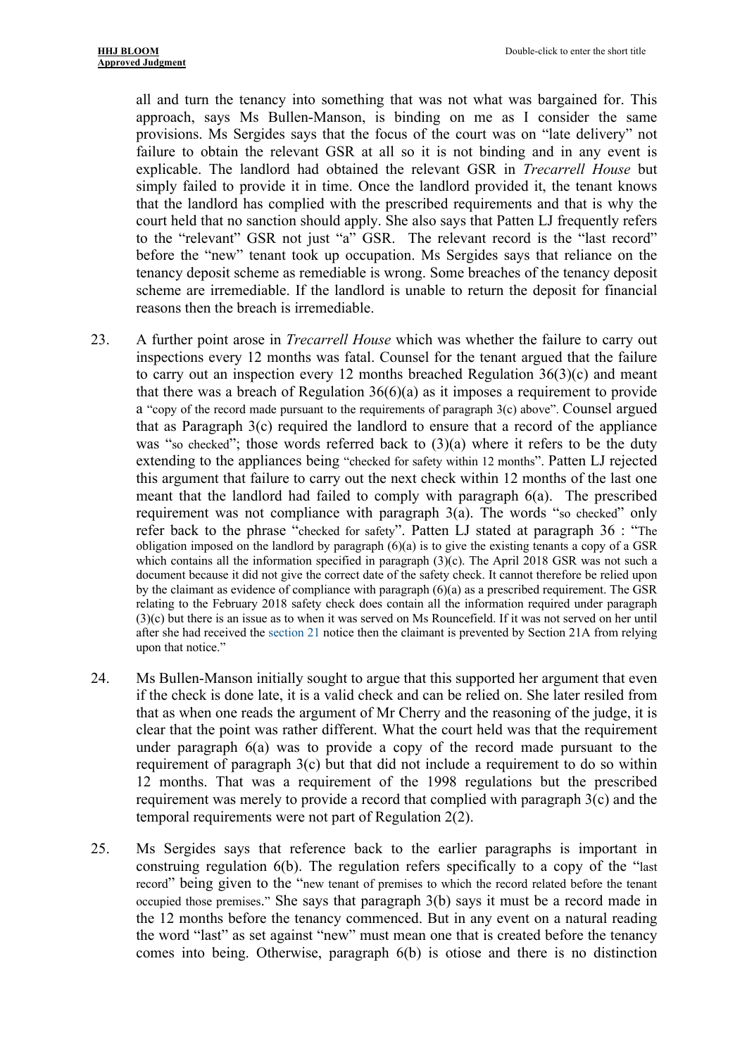all and turn the tenancy into something that was not what was bargained for. This approach, says Ms Bullen-Manson, is binding on me as I consider the same provisions. Ms Sergides says that the focus of the court was on "late delivery" not failure to obtain the relevant GSR at all so it is not binding and in any event is explicable. The landlord had obtained the relevant GSR in *Trecarrell House* but simply failed to provide it in time. Once the landlord provided it, the tenant knows that the landlord has complied with the prescribed requirements and that is why the court held that no sanction should apply. She also says that Patten LJ frequently refers to the "relevant" GSR not just "a" GSR. The relevant record is the "last record" before the "new" tenant took up occupation. Ms Sergides says that reliance on the tenancy deposit scheme as remediable is wrong. Some breaches of the tenancy deposit scheme are irremediable. If the landlord is unable to return the deposit for financial reasons then the breach is irremediable.

23. A further point arose in *Trecarrell House* which was whether the failure to carry out inspections every 12 months was fatal. Counsel for the tenant argued that the failure to carry out an inspection every 12 months breached Regulation 36(3)(c) and meant that there was a breach of Regulation 36(6)(a) as it imposes a requirement to provide a "copy of the record made pursuant to the requirements of paragraph 3(c) above". Counsel argued that as Paragraph 3(c) required the landlord to ensure that a record of the appliance was "so checked"; those words referred back to (3)(a) where it refers to be the duty extending to the appliances being "checked for safety within 12 months". Patten LJ rejected this argument that failure to carry out the next check within 12 months of the last one meant that the landlord had failed to comply with paragraph 6(a). The prescribed requirement was not compliance with paragraph 3(a). The words "so checked" only refer back to the phrase "checked for safety". Patten LJ stated at paragraph 36 : "The obligation imposed on the landlord by paragraph (6)(a) is to give the existing tenants a copy of a GSR which contains all the information specified in paragraph (3)(c). The April 2018 GSR was not such a document because it did not give the correct date of the safety check. It cannot therefore be relied upon by the claimant as evidence of compliance with paragraph (6)(a) as a prescribed requirement. The GSR relating to the February 2018 safety check does contain all the information required under paragraph (3)(c) but there is an issue as to when it was served on Ms Rouncefield. If it was not served on her until after she had received the section 21 notice then the claimant is prevented by Section 21A from relying upon that notice."

24. Ms Bullen-Manson initially sought to argue that this supported her argument that even if the check is done late, it is a valid check and can be relied on. She later resiled from that as when one reads the argument of Mr Cherry and the reasoning of the judge, it is clear that the point was rather different. What the court held was that the requirement under paragraph 6(a) was to provide a copy of the record made pursuant to the requirement of paragraph 3(c) but that did not include a requirement to do so within 12 months. That was a requirement of the 1998 regulations but the prescribed requirement was merely to provide a record that complied with paragraph 3(c) and the temporal requirements were not part of Regulation 2(2).

25. Ms Sergides says that reference back to the earlier paragraphs is important in construing regulation 6(b). The regulation refers specifically to a copy of the "last record" being given to the "new tenant of premises to which the record related before the tenant occupied those premises." She says that paragraph 3(b) says it must be a record made in the 12 months before the tenancy commenced. But in any event on a natural reading the word "last" as set against "new" must mean one that is created before the tenancy comes into being. Otherwise, paragraph 6(b) is otiose and there is no distinction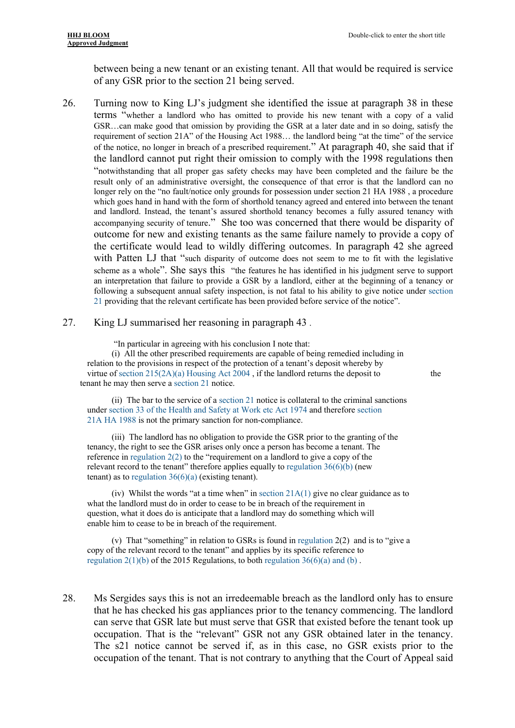between being a new tenant or an existing tenant. All that would be required is service of any GSR prior to the section 21 being served.

26. Turning now to King LJ's judgment she identified the issue at paragraph 38 in these terms "whether a landlord who has omitted to provide his new tenant with a copy of a valid GSR…can make good that omission by providing the GSR at a later date and in so doing, satisfy the requirement of section 21A" of the Housing Act 1988… the landlord being "at the time" of the service of the notice, no longer in breach of a prescribed requirement." At paragraph 40, she said that if the landlord cannot put right their omission to comply with the 1998 regulations then "notwithstanding that all proper gas safety checks may have been completed and the failure be the result only of an administrative oversight, the consequence of that error is that the landlord can no longer rely on the "no fault/notice only grounds for possession under section 21 HA 1988 , a procedure which goes hand in hand with the form of shorthold tenancy agreed and entered into between the tenant and landlord. Instead, the tenant's assured shorthold tenancy becomes a fully assured tenancy with accompanying security of tenure." She too was concerned that there would be disparity of outcome for new and existing tenants as the same failure namely to provide a copy of the certificate would lead to wildly differing outcomes. In paragraph 42 she agreed with Patten LJ that "such disparity of outcome does not seem to me to fit with the legislative scheme as a whole". She says this "the features he has identified in his judgment serve to support an interpretation that failure to provide a GSR by a landlord, either at the beginning of a tenancy or following a subsequent annual safety inspection, is not fatal to his ability to give notice under section 21 providing that the relevant certificate has been provided before service of the notice".

27. King LJ summarised her reasoning in paragraph 43 .

> "In particular in agreeing with his conclusion I note that:
>
> (i) All the other prescribed requirements are capable of being remedied including in relation to the provisions in respect of the protection of a tenant's deposit whereby by virtue of section 215(2A)(a) Housing Act 2004 , if the landlord returns the deposit to the tenant he may then serve a section 21 notice.
>
> (ii) The bar to the service of a section 21 notice is collateral to the criminal sanctions under section 33 of the Health and Safety at Work etc Act 1974 and therefore section 21A HA 1988 is not the primary sanction for non-compliance.
>
> (iii) The landlord has no obligation to provide the GSR prior to the granting of the tenancy, the right to see the GSR arises only once a person has become a tenant. The reference in regulation 2(2) to the "requirement on a landlord to give a copy of the relevant record to the tenant" therefore applies equally to regulation 36(6)(b) (new tenant) as to regulation 36(6)(a) (existing tenant).
>
> (iv) Whilst the words "at a time when" in section 21A(1) give no clear guidance as to what the landlord must do in order to cease to be in breach of the requirement in question, what it does do is anticipate that a landlord may do something which will enable him to cease to be in breach of the requirement.
>
> (v) That "something" in relation to GSRs is found in regulation 2(2) and is to "give a copy of the relevant record to the tenant" and applies by its specific reference to regulation 2(1)(b) of the 2015 Regulations, to both regulation 36(6)(a) and (b) .

28. Ms Sergides says this is not an irredeemable breach as the landlord only has to ensure that he has checked his gas appliances prior to the tenancy commencing. The landlord can serve that GSR late but must serve that GSR that existed before the tenant took up occupation. That is the "relevant" GSR not any GSR obtained later in the tenancy. The s21 notice cannot be served if, as in this case, no GSR exists prior to the occupation of the tenant. That is not contrary to anything that the Court of Appeal said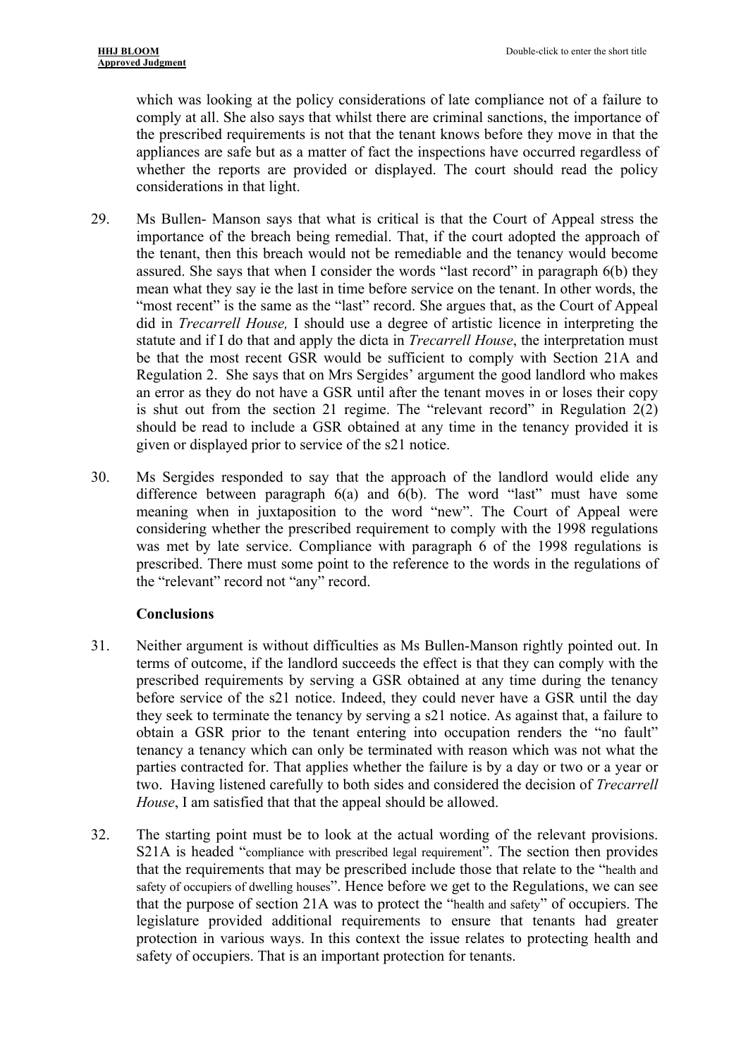which was looking at the policy considerations of late compliance not of a failure to comply at all. She also says that whilst there are criminal sanctions, the importance of the prescribed requirements is not that the tenant knows before they move in that the appliances are safe but as a matter of fact the inspections have occurred regardless of whether the reports are provided or displayed. The court should read the policy considerations in that light.

29. Ms Bullen- Manson says that what is critical is that the Court of Appeal stress the importance of the breach being remedial. That, if the court adopted the approach of the tenant, then this breach would not be remediable and the tenancy would become assured. She says that when I consider the words "last record" in paragraph 6(b) they mean what they say ie the last in time before service on the tenant. In other words, the "most recent" is the same as the "last" record. She argues that, as the Court of Appeal did in *Trecarrell House,* I should use a degree of artistic licence in interpreting the statute and if I do that and apply the dicta in *Trecarrell House*, the interpretation must be that the most recent GSR would be sufficient to comply with Section 21A and Regulation 2. She says that on Mrs Sergides' argument the good landlord who makes an error as they do not have a GSR until after the tenant moves in or loses their copy is shut out from the section 21 regime. The "relevant record" in Regulation 2(2) should be read to include a GSR obtained at any time in the tenancy provided it is given or displayed prior to service of the s21 notice.

30. Ms Sergides responded to say that the approach of the landlord would elide any difference between paragraph 6(a) and 6(b). The word "last" must have some meaning when in juxtaposition to the word "new". The Court of Appeal were considering whether the prescribed requirement to comply with the 1998 regulations was met by late service. Compliance with paragraph 6 of the 1998 regulations is prescribed. There must some point to the reference to the words in the regulations of the "relevant" record not "any" record.

**Conclusions**

31. Neither argument is without difficulties as Ms Bullen-Manson rightly pointed out. In terms of outcome, if the landlord succeeds the effect is that they can comply with the prescribed requirements by serving a GSR obtained at any time during the tenancy before service of the s21 notice. Indeed, they could never have a GSR until the day they seek to terminate the tenancy by serving a s21 notice. As against that, a failure to obtain a GSR prior to the tenant entering into occupation renders the "no fault" tenancy a tenancy which can only be terminated with reason which was not what the parties contracted for. That applies whether the failure is by a day or two or a year or two. Having listened carefully to both sides and considered the decision of *Trecarrell House*, I am satisfied that that the appeal should be allowed.

32. The starting point must be to look at the actual wording of the relevant provisions. S21A is headed "compliance with prescribed legal requirement". The section then provides that the requirements that may be prescribed include those that relate to the "health and safety of occupiers of dwelling houses". Hence before we get to the Regulations, we can see that the purpose of section 21A was to protect the "health and safety" of occupiers. The legislature provided additional requirements to ensure that tenants had greater protection in various ways. In this context the issue relates to protecting health and safety of occupiers. That is an important protection for tenants.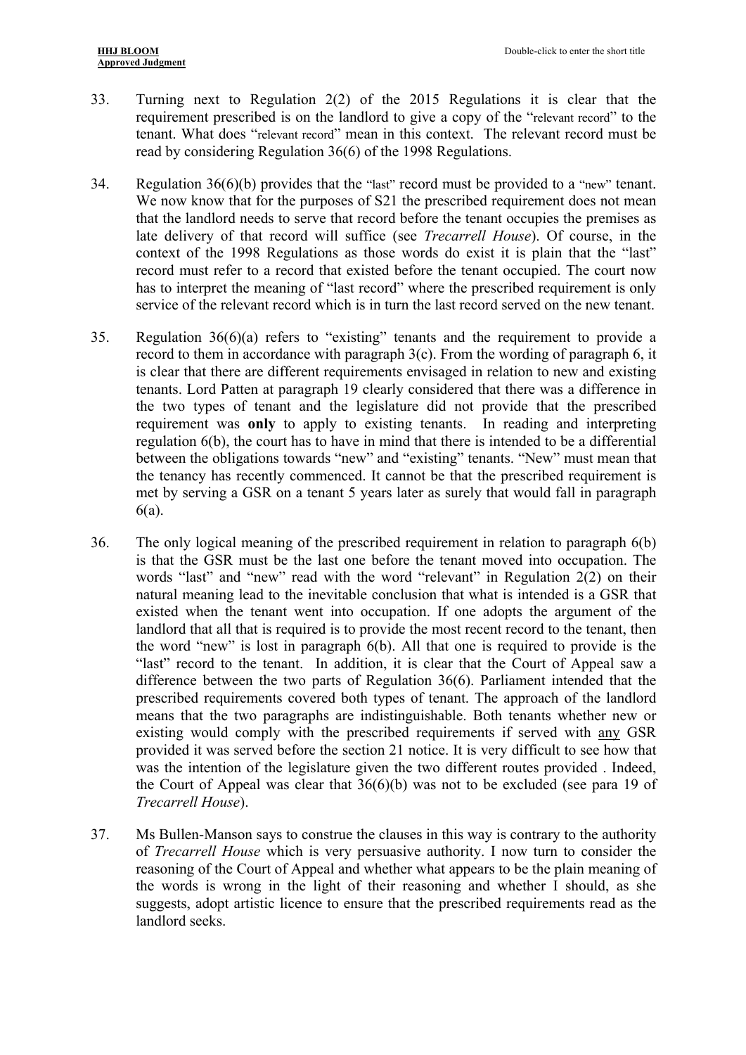33. Turning next to Regulation 2(2) of the 2015 Regulations it is clear that the requirement prescribed is on the landlord to give a copy of the "relevant record" to the tenant. What does "relevant record" mean in this context. The relevant record must be read by considering Regulation 36(6) of the 1998 Regulations.

34. Regulation 36(6)(b) provides that the "last" record must be provided to a "new" tenant. We now know that for the purposes of S21 the prescribed requirement does not mean that the landlord needs to serve that record before the tenant occupies the premises as late delivery of that record will suffice (see *Trecarrell House*). Of course, in the context of the 1998 Regulations as those words do exist it is plain that the "last" record must refer to a record that existed before the tenant occupied. The court now has to interpret the meaning of "last record" where the prescribed requirement is only service of the relevant record which is in turn the last record served on the new tenant.

35. Regulation 36(6)(a) refers to "existing" tenants and the requirement to provide a record to them in accordance with paragraph 3(c). From the wording of paragraph 6, it is clear that there are different requirements envisaged in relation to new and existing tenants. Lord Patten at paragraph 19 clearly considered that there was a difference in the two types of tenant and the legislature did not provide that the prescribed requirement was **only** to apply to existing tenants. In reading and interpreting regulation 6(b), the court has to have in mind that there is intended to be a differential between the obligations towards "new" and "existing" tenants. "New" must mean that the tenancy has recently commenced. It cannot be that the prescribed requirement is met by serving a GSR on a tenant 5 years later as surely that would fall in paragraph 6(a).

36. The only logical meaning of the prescribed requirement in relation to paragraph 6(b) is that the GSR must be the last one before the tenant moved into occupation. The words "last" and "new" read with the word "relevant" in Regulation 2(2) on their natural meaning lead to the inevitable conclusion that what is intended is a GSR that existed when the tenant went into occupation. If one adopts the argument of the landlord that all that is required is to provide the most recent record to the tenant, then the word "new" is lost in paragraph 6(b). All that one is required to provide is the "last" record to the tenant. In addition, it is clear that the Court of Appeal saw a difference between the two parts of Regulation 36(6). Parliament intended that the prescribed requirements covered both types of tenant. The approach of the landlord means that the two paragraphs are indistinguishable. Both tenants whether new or existing would comply with the prescribed requirements if served with <u>any</u> GSR provided it was served before the section 21 notice. It is very difficult to see how that was the intention of the legislature given the two different routes provided . Indeed, the Court of Appeal was clear that 36(6)(b) was not to be excluded (see para 19 of *Trecarrell House*).

37. Ms Bullen-Manson says to construe the clauses in this way is contrary to the authority of *Trecarrell House* which is very persuasive authority. I now turn to consider the reasoning of the Court of Appeal and whether what appears to be the plain meaning of the words is wrong in the light of their reasoning and whether I should, as she suggests, adopt artistic licence to ensure that the prescribed requirements read as the landlord seeks.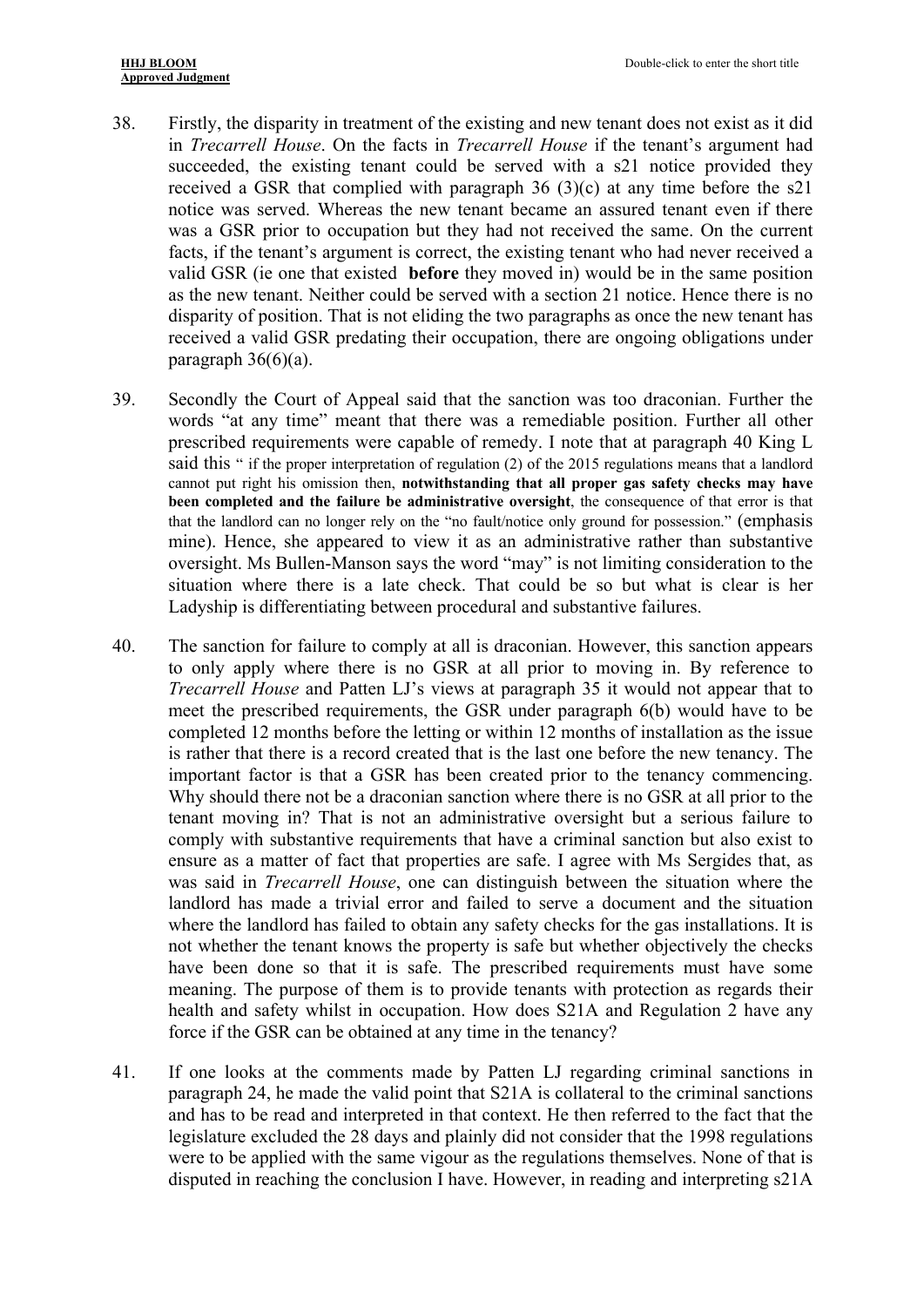38. Firstly, the disparity in treatment of the existing and new tenant does not exist as it did in *Trecarrell House*. On the facts in *Trecarrell House* if the tenant's argument had succeeded, the existing tenant could be served with a s21 notice provided they received a GSR that complied with paragraph 36 (3)(c) at any time before the s21 notice was served. Whereas the new tenant became an assured tenant even if there was a GSR prior to occupation but they had not received the same. On the current facts, if the tenant's argument is correct, the existing tenant who had never received a valid GSR (ie one that existed **before** they moved in) would be in the same position as the new tenant. Neither could be served with a section 21 notice. Hence there is no disparity of position. That is not eliding the two paragraphs as once the new tenant has received a valid GSR predating their occupation, there are ongoing obligations under paragraph 36(6)(a).

39. Secondly the Court of Appeal said that the sanction was too draconian. Further the words "at any time" meant that there was a remediable position. Further all other prescribed requirements were capable of remedy. I note that at paragraph 40 King L said this " if the proper interpretation of regulation (2) of the 2015 regulations means that a landlord cannot put right his omission then, **notwithstanding that all proper gas safety checks may have been completed and the failure be administrative oversight**, the consequence of that error is that that the landlord can no longer rely on the "no fault/notice only ground for possession." (emphasis mine). Hence, she appeared to view it as an administrative rather than substantive oversight. Ms Bullen-Manson says the word "may" is not limiting consideration to the situation where there is a late check. That could be so but what is clear is her Ladyship is differentiating between procedural and substantive failures.

40. The sanction for failure to comply at all is draconian. However, this sanction appears to only apply where there is no GSR at all prior to moving in. By reference to *Trecarrell House* and Patten LJ's views at paragraph 35 it would not appear that to meet the prescribed requirements, the GSR under paragraph 6(b) would have to be completed 12 months before the letting or within 12 months of installation as the issue is rather that there is a record created that is the last one before the new tenancy. The important factor is that a GSR has been created prior to the tenancy commencing. Why should there not be a draconian sanction where there is no GSR at all prior to the tenant moving in? That is not an administrative oversight but a serious failure to comply with substantive requirements that have a criminal sanction but also exist to ensure as a matter of fact that properties are safe. I agree with Ms Sergides that, as was said in *Trecarrell House*, one can distinguish between the situation where the landlord has made a trivial error and failed to serve a document and the situation where the landlord has failed to obtain any safety checks for the gas installations. It is not whether the tenant knows the property is safe but whether objectively the checks have been done so that it is safe. The prescribed requirements must have some meaning. The purpose of them is to provide tenants with protection as regards their health and safety whilst in occupation. How does S21A and Regulation 2 have any force if the GSR can be obtained at any time in the tenancy?

41. If one looks at the comments made by Patten LJ regarding criminal sanctions in paragraph 24, he made the valid point that S21A is collateral to the criminal sanctions and has to be read and interpreted in that context. He then referred to the fact that the legislature excluded the 28 days and plainly did not consider that the 1998 regulations were to be applied with the same vigour as the regulations themselves. None of that is disputed in reaching the conclusion I have. However, in reading and interpreting s21A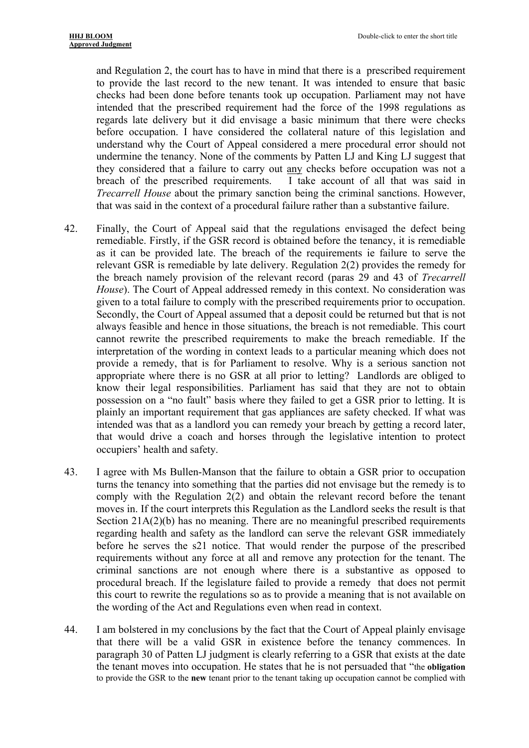and Regulation 2, the court has to have in mind that there is a prescribed requirement to provide the last record to the new tenant. It was intended to ensure that basic checks had been done before tenants took up occupation. Parliament may not have intended that the prescribed requirement had the force of the 1998 regulations as regards late delivery but it did envisage a basic minimum that there were checks before occupation. I have considered the collateral nature of this legislation and understand why the Court of Appeal considered a mere procedural error should not undermine the tenancy. None of the comments by Patten LJ and King LJ suggest that they considered that a failure to carry out <u>any</u> checks before occupation was not a breach of the prescribed requirements. I take account of all that was said in *Trecarrell House* about the primary sanction being the criminal sanctions. However, that was said in the context of a procedural failure rather than a substantive failure.

42. Finally, the Court of Appeal said that the regulations envisaged the defect being remediable. Firstly, if the GSR record is obtained before the tenancy, it is remediable as it can be provided late. The breach of the requirements ie failure to serve the relevant GSR is remediable by late delivery. Regulation 2(2) provides the remedy for the breach namely provision of the relevant record (paras 29 and 43 of *Trecarrell House*). The Court of Appeal addressed remedy in this context. No consideration was given to a total failure to comply with the prescribed requirements prior to occupation. Secondly, the Court of Appeal assumed that a deposit could be returned but that is not always feasible and hence in those situations, the breach is not remediable. This court cannot rewrite the prescribed requirements to make the breach remediable. If the interpretation of the wording in context leads to a particular meaning which does not provide a remedy, that is for Parliament to resolve. Why is a serious sanction not appropriate where there is no GSR at all prior to letting? Landlords are obliged to know their legal responsibilities. Parliament has said that they are not to obtain possession on a "no fault" basis where they failed to get a GSR prior to letting. It is plainly an important requirement that gas appliances are safety checked. If what was intended was that as a landlord you can remedy your breach by getting a record later, that would drive a coach and horses through the legislative intention to protect occupiers' health and safety.

43. I agree with Ms Bullen-Manson that the failure to obtain a GSR prior to occupation turns the tenancy into something that the parties did not envisage but the remedy is to comply with the Regulation 2(2) and obtain the relevant record before the tenant moves in. If the court interprets this Regulation as the Landlord seeks the result is that Section 21A(2)(b) has no meaning. There are no meaningful prescribed requirements regarding health and safety as the landlord can serve the relevant GSR immediately before he serves the s21 notice. That would render the purpose of the prescribed requirements without any force at all and remove any protection for the tenant. The criminal sanctions are not enough where there is a substantive as opposed to procedural breach. If the legislature failed to provide a remedy that does not permit this court to rewrite the regulations so as to provide a meaning that is not available on the wording of the Act and Regulations even when read in context.

44. I am bolstered in my conclusions by the fact that the Court of Appeal plainly envisage that there will be a valid GSR in existence before the tenancy commences. In paragraph 30 of Patten LJ judgment is clearly referring to a GSR that exists at the date the tenant moves into occupation. He states that he is not persuaded that "the **obligation** to provide the GSR to the **new** tenant prior to the tenant taking up occupation cannot be complied with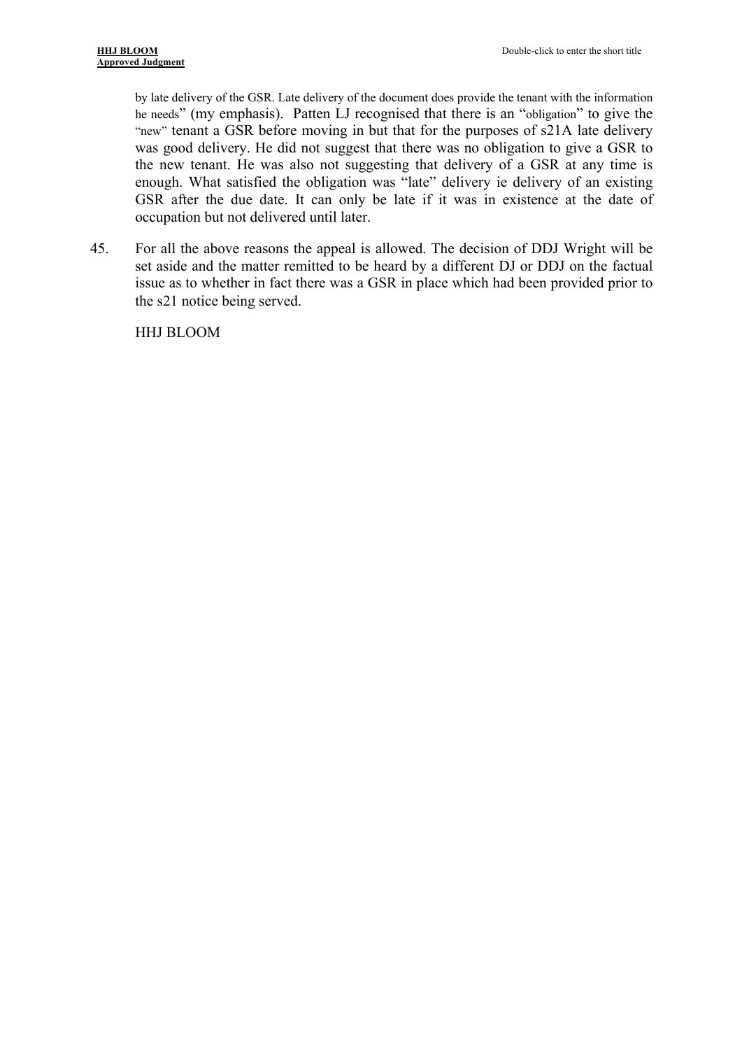by late delivery of the GSR. Late delivery of the document does provide the tenant with the information he needs" (my emphasis). Patten LJ recognised that there is an "obligation" to give the "new" tenant a GSR before moving in but that for the purposes of s21A late delivery was good delivery. He did not suggest that there was no obligation to give a GSR to the new tenant. He was also not suggesting that delivery of a GSR at any time is enough. What satisfied the obligation was "late" delivery ie delivery of an existing GSR after the due date. It can only be late if it was in existence at the date of occupation but not delivered until later.

45. For all the above reasons the appeal is allowed. The decision of DDJ Wright will be set aside and the matter remitted to be heard by a different DJ or DDJ on the factual issue as to whether in fact there was a GSR in place which had been provided prior to the s21 notice being served.

HHJ BLOOM